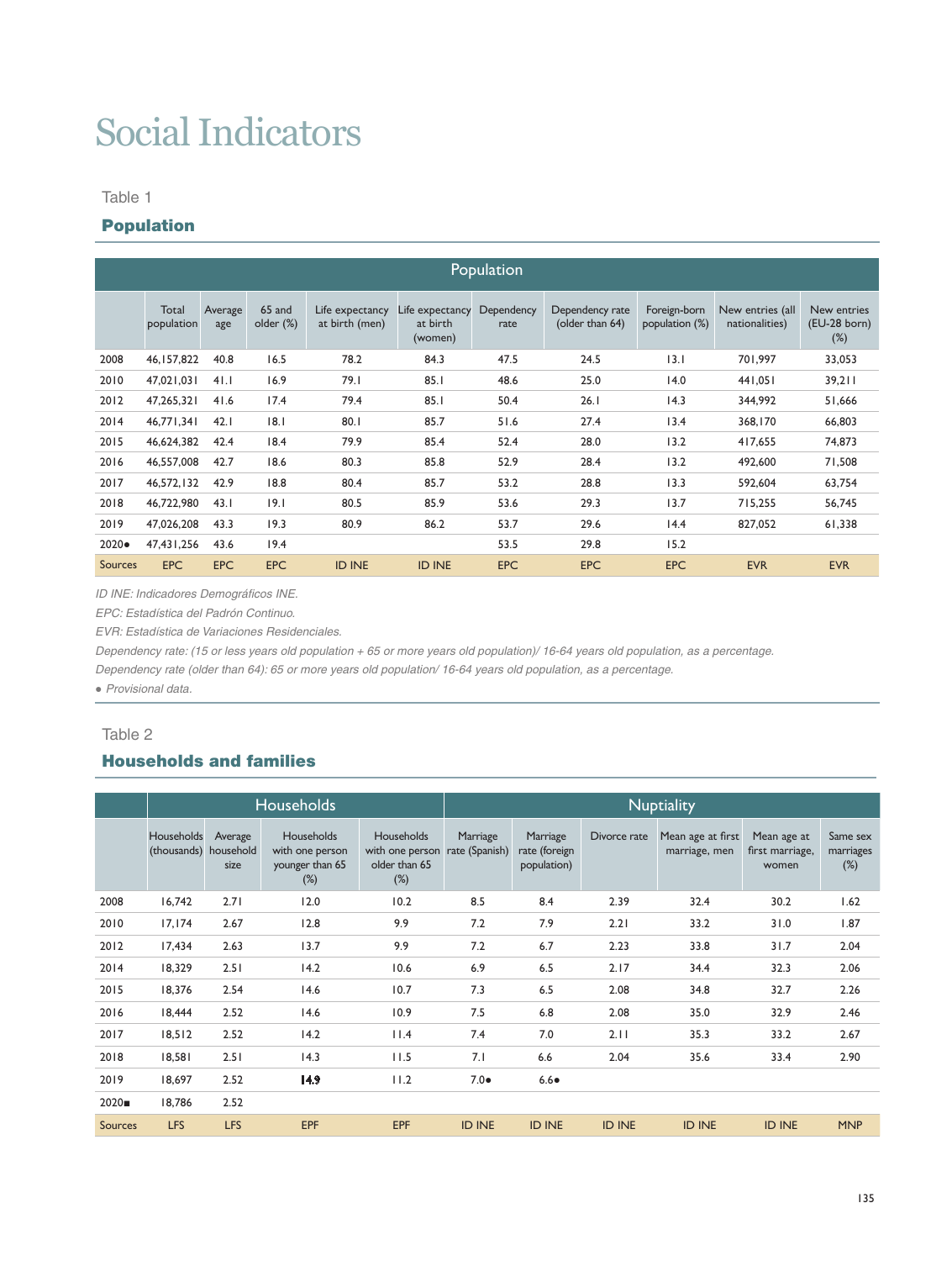# Social Indicators

Table 1

## Population

| | Population | | | | | | | | | |
|---|---|---|---|---|---|---|---|---|---|---|
| | Total population | Average age | 65 and older (%) | Life expectancy at birth (men) | Life expectancy at birth (women) | Dependency rate | Dependency rate (older than 64) | Foreign-born population (%) | New entries (all nationalities) | New entries (EU-28 born) (%) |
| 2008 | 46,157,822 | 40.8 | 16.5 | 78.2 | 84.3 | 47.5 | 24.5 | 13.1 | 701,997 | 33,053 |
| 2010 | 47,021,031 | 41.1 | 16.9 | 79.1 | 85.1 | 48.6 | 25.0 | 14.0 | 441,051 | 39,211 |
| 2012 | 47,265,321 | 41.6 | 17.4 | 79.4 | 85.1 | 50.4 | 26.1 | 14.3 | 344,992 | 51,666 |
| 2014 | 46,771,341 | 42.1 | 18.1 | 80.1 | 85.7 | 51.6 | 27.4 | 13.4 | 368,170 | 66,803 |
| 2015 | 46,624,382 | 42.4 | 18.4 | 79.9 | 85.4 | 52.4 | 28.0 | 13.2 | 417,655 | 74,873 |
| 2016 | 46,557,008 | 42.7 | 18.6 | 80.3 | 85.8 | 52.9 | 28.4 | 13.2 | 492,600 | 71,508 |
| 2017 | 46,572,132 | 42.9 | 18.8 | 80.4 | 85.7 | 53.2 | 28.8 | 13.3 | 592,604 | 63,754 |
| 2018 | 46,722,980 | 43.1 | 19.1 | 80.5 | 85.9 | 53.6 | 29.3 | 13.7 | 715,255 | 56,745 |
| 2019 | 47,026,208 | 43.3 | 19.3 | 80.9 | 86.2 | 53.7 | 29.6 | 14.4 | 827,052 | 61,338 |
| 2020● | 47,431,256 | 43.6 | 19.4 | | | 53.5 | 29.8 | 15.2 | | |
| Sources | EPC | EPC | EPC | ID INE | ID INE | EPC | EPC | EPC | EVR | EVR |

*ID INE: Indicadores Demográficos INE.*

*EPC: Estadística del Padrón Continuo.*

*EVR: Estadística de Variaciones Residenciales.*

*Dependency rate: (15 or less years old population + 65 or more years old population)/ 16-64 years old population, as a percentage.*

*Dependency rate (older than 64): 65 or more years old population/ 16-64 years old population, as a percentage.*

*● Provisional data.*

Table 2

## Households and families

| | Households | | | | Nuptiality | | | | | |
|---|---|---|---|---|---|---|---|---|---|---|
| | Households (thousands) | Average household size | Households with one person younger than 65 (%) | Households with one person older than 65 (%) | Marriage rate (Spanish) | Marriage rate (foreign population) | Divorce rate | Mean age at first marriage, men | Mean age at first marriage, women | Same sex marriages (%) |
| 2008 | 16,742 | 2.71 | 12.0 | 10.2 | 8.5 | 8.4 | 2.39 | 32.4 | 30.2 | 1.62 |
| 2010 | 17,174 | 2.67 | 12.8 | 9.9 | 7.2 | 7.9 | 2.21 | 33.2 | 31.0 | 1.87 |
| 2012 | 17,434 | 2.63 | 13.7 | 9.9 | 7.2 | 6.7 | 2.23 | 33.8 | 31.7 | 2.04 |
| 2014 | 18,329 | 2.51 | 14.2 | 10.6 | 6.9 | 6.5 | 2.17 | 34.4 | 32.3 | 2.06 |
| 2015 | 18,376 | 2.54 | 14.6 | 10.7 | 7.3 | 6.5 | 2.08 | 34.8 | 32.7 | 2.26 |
| 2016 | 18,444 | 2.52 | 14.6 | 10.9 | 7.5 | 6.8 | 2.08 | 35.0 | 32.9 | 2.46 |
| 2017 | 18,512 | 2.52 | 14.2 | 11.4 | 7.4 | 7.0 | 2.11 | 35.3 | 33.2 | 2.67 |
| 2018 | 18,581 | 2.51 | 14.3 | 11.5 | 7.1 | 6.6 | 2.04 | 35.6 | 33.4 | 2.90 |
| 2019 | 18,697 | 2.52 | 14.9 | 11.2 | 7.0● | 6.6● | | | | |
| 2020■ | 18,786 | 2.52 | | | | | | | | |
| Sources | LFS | LFS | EPF | EPF | ID INE | ID INE | ID INE | ID INE | ID INE | MNP |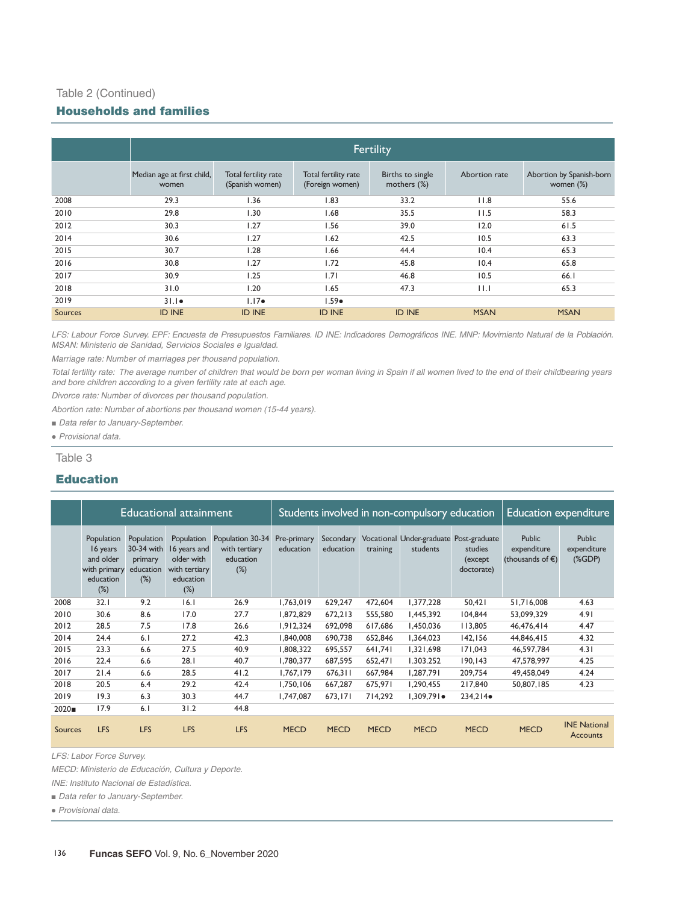Table 2 (Continued)

## Households and families

| | Fertility | | | | | |
|---|---|---|---|---|---|---|
| | Median age at first child, women | Total fertility rate (Spanish women) | Total fertility rate (Foreign women) | Births to single mothers (%) | Abortion rate | Abortion by Spanish-born women (%) |
| 2008 | 29.3 | 1.36 | 1.83 | 33.2 | 11.8 | 55.6 |
| 2010 | 29.8 | 1.30 | 1.68 | 35.5 | 11.5 | 58.3 |
| 2012 | 30.3 | 1.27 | 1.56 | 39.0 | 12.0 | 61.5 |
| 2014 | 30.6 | 1.27 | 1.62 | 42.5 | 10.5 | 63.3 |
| 2015 | 30.7 | 1.28 | 1.66 | 44.4 | 10.4 | 65.3 |
| 2016 | 30.8 | 1.27 | 1.72 | 45.8 | 10.4 | 65.8 |
| 2017 | 30.9 | 1.25 | 1.71 | 46.8 | 10.5 | 66.1 |
| 2018 | 31.0 | 1.20 | 1.65 | 47.3 | 11.1 | 65.3 |
| 2019 | 31.1● | 1.17● | 1.59● | | | |
| Sources | ID INE | ID INE | ID INE | ID INE | MSAN | MSAN |

*LFS: Labour Force Survey. EPF: Encuesta de Presupuestos Familiares. ID INE: Indicadores Demográficos INE. MNP: Movimiento Natural de la Población. MSAN: Ministerio de Sanidad, Servicios Sociales e Igualdad.*

*Marriage rate: Number of marriages per thousand population.*

*Total fertility rate: The average number of children that would be born per woman living in Spain if all women lived to the end of their childbearing years and bore children according to a given fertility rate at each age.*

*Divorce rate: Number of divorces per thousand population.*

*Abortion rate: Number of abortions per thousand women (15-44 years).*

■ *Data refer to January-September.*

● *Provisional data.*

Table 3

## Education

| | Educational attainment | | | | Students involved in non-compulsory education | | | | | Education expenditure | |
|---|---|---|---|---|---|---|---|---|---|---|---|
| | Population 16 years and older with primary education (%) | Population 30-34 with primary education (%) | Population 16 years and older with tertiary education (%) | Population 30-34 with tertiary education (%) | Pre-primary education | Secondary education | Vocational training | Under-graduate students | Post-graduate studies (except doctorate) | Public expenditure (thousands of €) | Public expenditure (%GDP) |
| 2008 | 32.1 | 9.2 | 16.1 | 26.9 | 1,763,019 | 629,247 | 472,604 | 1,377,228 | 50,421 | 51,716,008 | 4.63 |
| 2010 | 30.6 | 8.6 | 17.0 | 27.7 | 1,872,829 | 672,213 | 555,580 | 1,445,392 | 104,844 | 53,099,329 | 4.91 |
| 2012 | 28.5 | 7.5 | 17.8 | 26.6 | 1,912,324 | 692,098 | 617,686 | 1,450,036 | 113,805 | 46,476,414 | 4.47 |
| 2014 | 24.4 | 6.1 | 27.2 | 42.3 | 1,840,008 | 690,738 | 652,846 | 1,364,023 | 142,156 | 44,846,415 | 4.32 |
| 2015 | 23.3 | 6.6 | 27.5 | 40.9 | 1,808,322 | 695,557 | 641,741 | 1,321,698 | 171,043 | 46,597,784 | 4.31 |
| 2016 | 22.4 | 6.6 | 28.1 | 40.7 | 1,780,377 | 687,595 | 652,471 | 1.303.252 | 190,143 | 47,578,997 | 4.25 |
| 2017 | 21.4 | 6.6 | 28.5 | 41.2 | 1,767,179 | 676,311 | 667,984 | 1,287,791 | 209,754 | 49,458,049 | 4.24 |
| 2018 | 20.5 | 6.4 | 29.2 | 42.4 | 1,750,106 | 667,287 | 675,971 | 1,290,455 | 217,840 | 50,807,185 | 4.23 |
| 2019 | 19.3 | 6.3 | 30.3 | 44.7 | 1,747,087 | 673,171 | 714,292 | 1,309,791● | 234,214● | | |
| 2020■ | 17.9 | 6.1 | 31.2 | 44.8 | | | | | | | |
| Sources | LFS | LFS | LFS | LFS | MECD | MECD | MECD | MECD | MECD | MECD | INE National Accounts |

*LFS: Labor Force Survey.*

*MECD: Ministerio de Educación, Cultura y Deporte.*

*INE: Instituto Nacional de Estadística.*

■ *Data refer to January-September.*

● *Provisional data.*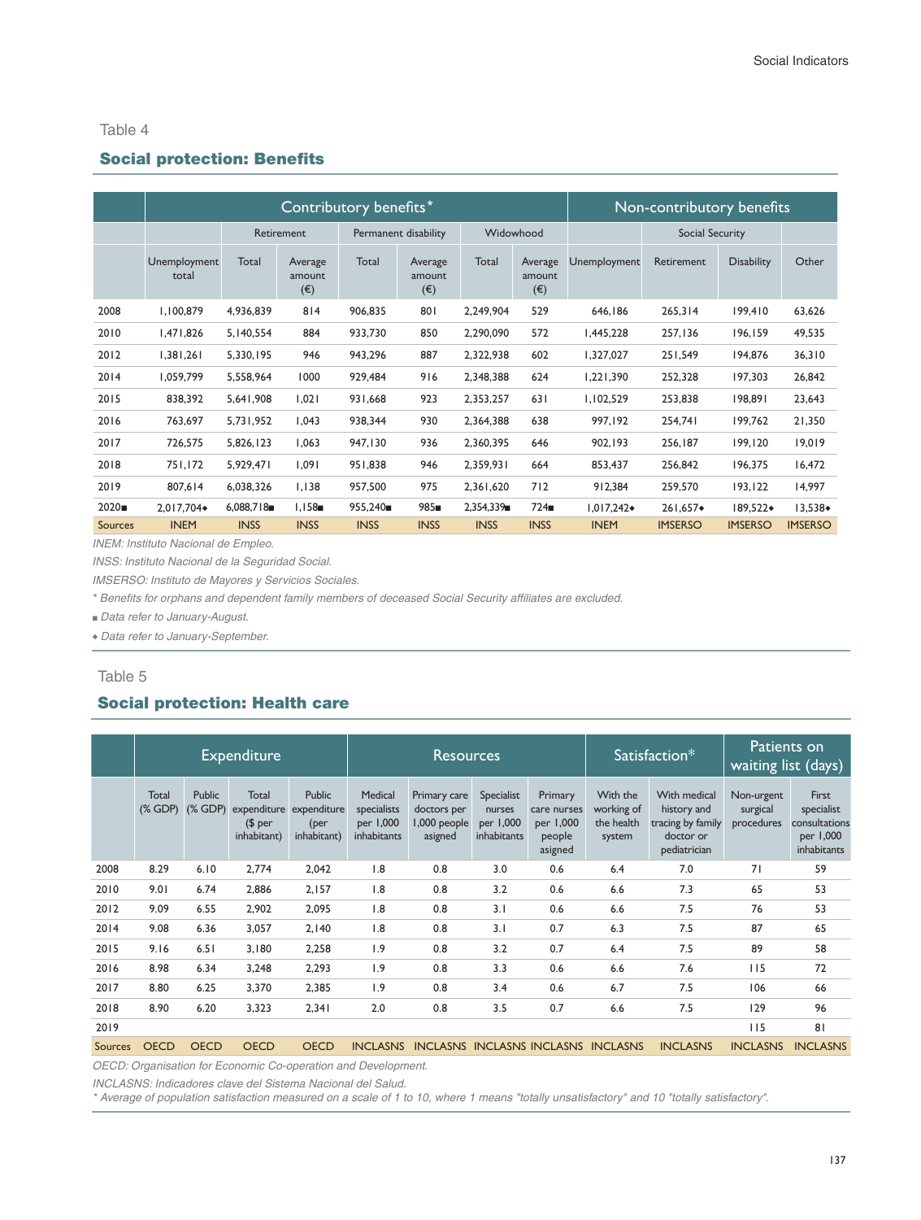Table 4

## Social protection: Benefits

| | Contributory benefits* | | | | | | | Non-contributory benefits | | | |
|---|---|---|---|---|---|---|---|---|---|---|---|
| | | Retirement | | Permanent disability | | Widowhood | | | Social Security | | |
| | Unemployment total | Total | Average amount (€) | Total | Average amount (€) | Total | Average amount (€) | Unemployment | Retirement | Disability | Other |
| 2008 | 1,100,879 | 4,936,839 | 814 | 906,835 | 801 | 2,249,904 | 529 | 646,186 | 265,314 | 199,410 | 63,626 |
| 2010 | 1,471,826 | 5,140,554 | 884 | 933,730 | 850 | 2,290,090 | 572 | 1,445,228 | 257,136 | 196,159 | 49,535 |
| 2012 | 1,381,261 | 5,330,195 | 946 | 943,296 | 887 | 2,322,938 | 602 | 1,327,027 | 251,549 | 194,876 | 36,310 |
| 2014 | 1,059,799 | 5,558,964 | 1000 | 929,484 | 916 | 2,348,388 | 624 | 1,221,390 | 252,328 | 197,303 | 26,842 |
| 2015 | 838,392 | 5,641,908 | 1,021 | 931,668 | 923 | 2,353,257 | 631 | 1,102,529 | 253,838 | 198,891 | 23,643 |
| 2016 | 763,697 | 5,731,952 | 1,043 | 938,344 | 930 | 2,364,388 | 638 | 997,192 | 254,741 | 199,762 | 21,350 |
| 2017 | 726,575 | 5,826,123 | 1,063 | 947,130 | 936 | 2,360,395 | 646 | 902,193 | 256,187 | 199,120 | 19,019 |
| 2018 | 751,172 | 5,929,471 | 1,091 | 951,838 | 946 | 2,359,931 | 664 | 853,437 | 256,842 | 196,375 | 16,472 |
| 2019 | 807,614 | 6,038,326 | 1,138 | 957,500 | 975 | 2,361,620 | 712 | 912,384 | 259,570 | 193,122 | 14,997 |
| 2020■ | 2,017,704◆ | 6,088,718■ | 1,158■ | 955,240■ | 985■ | 2,354,339■ | 724■ | 1,017,242◆ | 261,657◆ | 189,522◆ | 13,538◆ |
| Sources | INEM | INSS | INSS | INSS | INSS | INSS | INSS | INEM | IMSERSO | IMSERSO | IMSERSO |

*INEM: Instituto Nacional de Empleo.*

*INSS: Instituto Nacional de la Seguridad Social.*

*IMSERSO: Instituto de Mayores y Servicios Sociales.*

*\* Benefits for orphans and dependent family members of deceased Social Security affiliates are excluded.*

*■ Data refer to January-August.*

*◆ Data refer to January-September.*

Table 5

## Social protection: Health care

| | Expenditure | | | | Resources | | | | Satisfaction* | | Patients on waiting list (days) | |
|---|---|---|---|---|---|---|---|---|---|---|---|---|
| | Total (% GDP) | Public (% GDP) | Total expenditure ($ per inhabitant) | Public expenditure (per inhabitant) | Medical specialists per 1,000 inhabitants | Primary care doctors per 1,000 people asigned | Specialist nurses per 1,000 inhabitants | Primary care nurses per 1,000 people asigned | With the working of the health system | With medical history and tracing by family doctor or pediatrician | Non-urgent surgical procedures | First specialist consultations per 1,000 inhabitants |
| 2008 | 8.29 | 6.10 | 2,774 | 2,042 | 1.8 | 0.8 | 3.0 | 0.6 | 6.4 | 7.0 | 71 | 59 |
| 2010 | 9.01 | 6.74 | 2,886 | 2,157 | 1.8 | 0.8 | 3.2 | 0.6 | 6.6 | 7.3 | 65 | 53 |
| 2012 | 9.09 | 6.55 | 2,902 | 2,095 | 1.8 | 0.8 | 3.1 | 0.6 | 6.6 | 7.5 | 76 | 53 |
| 2014 | 9.08 | 6.36 | 3,057 | 2,140 | 1.8 | 0.8 | 3.1 | 0.7 | 6.3 | 7.5 | 87 | 65 |
| 2015 | 9.16 | 6.51 | 3,180 | 2,258 | 1.9 | 0.8 | 3.2 | 0.7 | 6.4 | 7.5 | 89 | 58 |
| 2016 | 8.98 | 6.34 | 3,248 | 2,293 | 1.9 | 0.8 | 3.3 | 0.6 | 6.6 | 7.6 | 115 | 72 |
| 2017 | 8.80 | 6.25 | 3,370 | 2,385 | 1.9 | 0.8 | 3.4 | 0.6 | 6.7 | 7.5 | 106 | 66 |
| 2018 | 8.90 | 6.20 | 3,323 | 2,341 | 2.0 | 0.8 | 3.5 | 0.7 | 6.6 | 7.5 | 129 | 96 |
| 2019 | | | | | | | | | | | 115 | 81 |
| Sources | OECD | OECD | OECD | OECD | INCLASNS | INCLASNS | INCLASNS | INCLASNS | INCLASNS | INCLASNS | INCLASNS | INCLASNS |

*OECD: Organisation for Economic Co-operation and Development.*

*INCLASNS: Indicadores clave del Sistema Nacional del Salud.*

*\* Average of population satisfaction measured on a scale of 1 to 10, where 1 means "totally unsatisfactory" and 10 "totally satisfactory".*